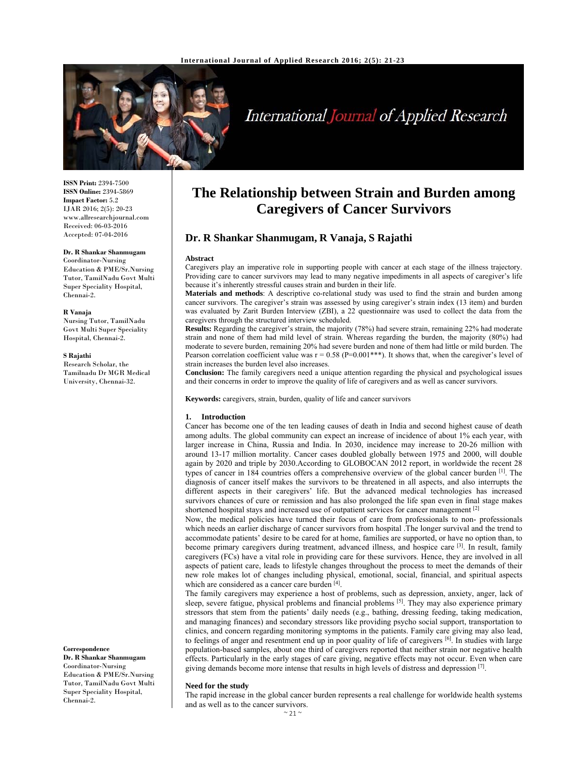ISSN Print: 2394-7500
ISSN Online: 2394-5869
Impact Factor: 5.2
IJAR 2016; 2(5): 20-23
www.allresearchjournal.com
Received: 06-03-2016
Accepted: 07-04-2016

**Dr. R Shankar Shanmugam**
Coordinator-Nursing Education & PME/Sr.Nursing Tutor, TamilNadu Govt Multi Super Speciality Hospital, Chennai-2.

**R Vanaja**
Nursing Tutor, TamilNadu Govt Multi Super Speciality Hospital, Chennai-2.

**S Rajathi**
Research Scholar, the Tamilnadu Dr MGR Medical University, Chennai-32.

**Correspondence**
**Dr. R Shankar Shanmugam**
Coordinator-Nursing Education & PME/Sr.Nursing Tutor, TamilNadu Govt Multi Super Speciality Hospital, Chennai-2.

# The Relationship between Strain and Burden among Caregivers of Cancer Survivors

## Dr. R Shankar Shanmugam, R Vanaja, S Rajathi

**Abstract**

Caregivers play an imperative role in supporting people with cancer at each stage of the illness trajectory. Providing care to cancer survivors may lead to many negative impediments in all aspects of caregiver's life because it's inherently stressful causes strain and burden in their life.

**Materials and methods**: A descriptive co-relational study was used to find the strain and burden among cancer survivors. The caregiver's strain was assessed by using caregiver's strain index (13 item) and burden was evaluated by Zarit Burden Interview (ZBI), a 22 questionnaire was used to collect the data from the caregivers through the structured interview scheduled.

**Results:** Regarding the caregiver's strain, the majority (78%) had severe strain, remaining 22% had moderate strain and none of them had mild level of strain. Whereas regarding the burden, the majority (80%) had moderate to severe burden, remaining 20% had severe burden and none of them had little or mild burden. The Pearson correlation coefficient value was $r = 0.58$ ($P=0.001$***). It shows that, when the caregiver's level of strain increases the burden level also increases.

**Conclusion:** The family caregivers need a unique attention regarding the physical and psychological issues and their concerns in order to improve the quality of life of caregivers and as well as cancer survivors.

**Keywords:** caregivers, strain, burden, quality of life and cancer survivors

### 1. Introduction

Cancer has become one of the ten leading causes of death in India and second highest cause of death among adults. The global community can expect an increase of incidence of about 1% each year, with larger increase in China, Russia and India. In 2030, incidence may increase to 20-26 million with around 13-17 million mortality. Cancer cases doubled globally between 1975 and 2000, will double again by 2020 and triple by 2030.According to GLOBOCAN 2012 report, in worldwide the recent 28 types of cancer in 184 countries offers a comprehensive overview of the global cancer burden [1]. The diagnosis of cancer itself makes the survivors to be threatened in all aspects, and also interrupts the different aspects in their caregivers' life. But the advanced medical technologies has increased survivors chances of cure or remission and has also prolonged the life span even in final stage makes shortened hospital stays and increased use of outpatient services for cancer management [2]

Now, the medical policies have turned their focus of care from professionals to non- professionals which needs an earlier discharge of cancer survivors from hospital .The longer survival and the trend to accommodate patients' desire to be cared for at home, families are supported, or have no option than, to become primary caregivers during treatment, advanced illness, and hospice care [3]. In result, family caregivers (FCs) have a vital role in providing care for these survivors. Hence, they are involved in all aspects of patient care, leads to lifestyle changes throughout the process to meet the demands of their new role makes lot of changes including physical, emotional, social, financial, and spiritual aspects which are considered as a cancer care burden [4].

The family caregivers may experience a host of problems, such as depression, anxiety, anger, lack of sleep, severe fatigue, physical problems and financial problems [5]. They may also experience primary stressors that stem from the patients' daily needs (e.g., bathing, dressing feeding, taking medication, and managing finances) and secondary stressors like providing psycho social support, transportation to clinics, and concern regarding monitoring symptoms in the patients. Family care giving may also lead, to feelings of anger and resentment end up in poor quality of life of caregivers [6]. In studies with large population-based samples, about one third of caregivers reported that neither strain nor negative health effects. Particularly in the early stages of care giving, negative effects may not occur. Even when care giving demands become more intense that results in high levels of distress and depression [7].

#### Need for the study

The rapid increase in the global cancer burden represents a real challenge for worldwide health systems and as well as to the cancer survivors.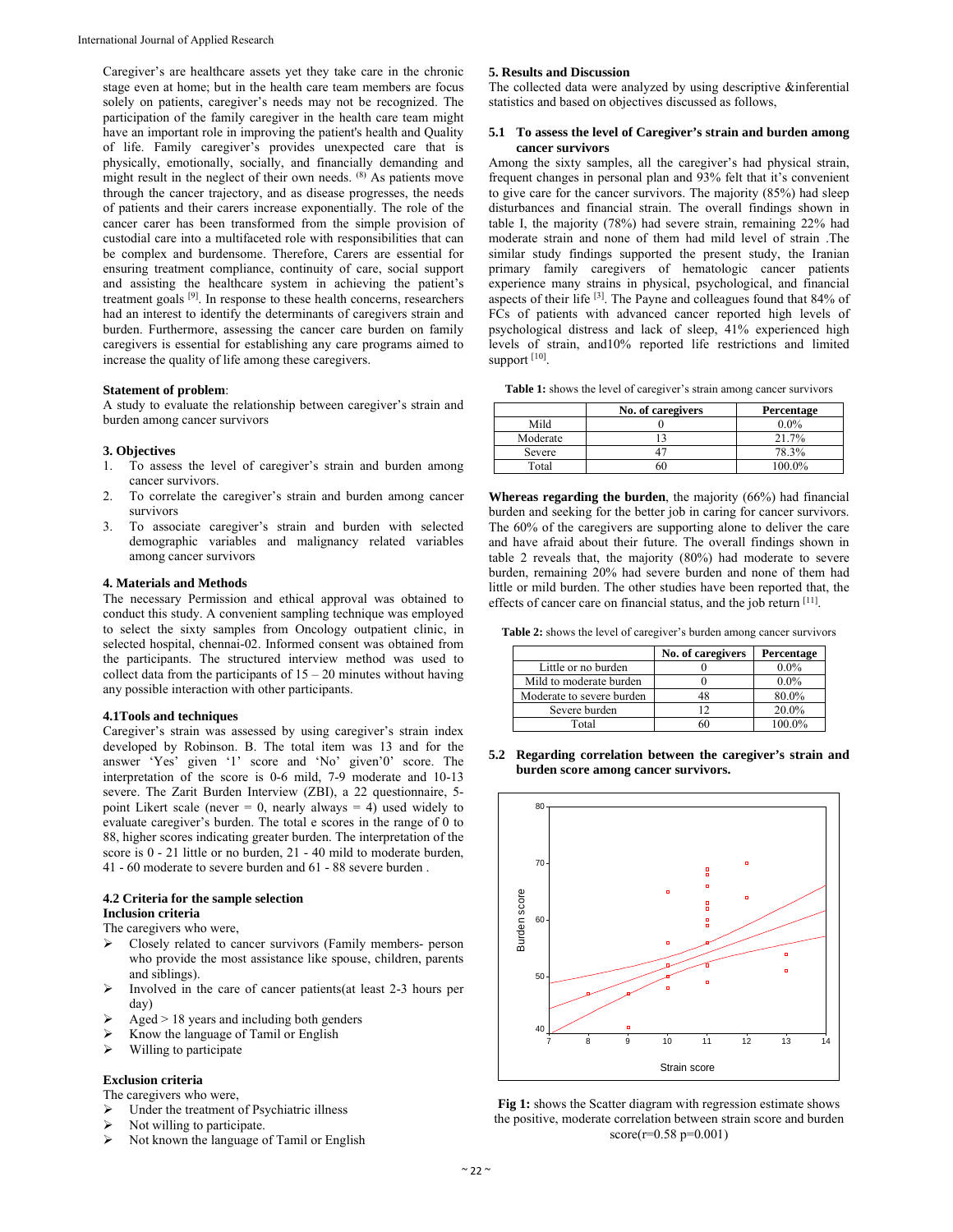Caregiver's are healthcare assets yet they take care in the chronic stage even at home; but in the health care team members are focus solely on patients, caregiver's needs may not be recognized. The participation of the family caregiver in the health care team might have an important role in improving the patient's health and Quality of life. Family caregiver's provides unexpected care that is physically, emotionally, socially, and financially demanding and might result in the neglect of their own needs. [8] As patients move through the cancer trajectory, and as disease progresses, the needs of patients and their carers increase exponentially. The role of the cancer carer has been transformed from the simple provision of custodial care into a multifaceted role with responsibilities that can be complex and burdensome. Therefore, Carers are essential for ensuring treatment compliance, continuity of care, social support and assisting the healthcare system in achieving the patient's treatment goals [9]. In response to these health concerns, researchers had an interest to identify the determinants of caregivers strain and burden. Furthermore, assessing the cancer care burden on family caregivers is essential for establishing any care programs aimed to increase the quality of life among these caregivers.

**Statement of problem**:
A study to evaluate the relationship between caregiver's strain and burden among cancer survivors

## 3. Objectives

1. To assess the level of caregiver's strain and burden among cancer survivors.
2. To correlate the caregiver's strain and burden among cancer survivors
3. To associate caregiver's strain and burden with selected demographic variables and malignancy related variables among cancer survivors

## 4. Materials and Methods

The necessary Permission and ethical approval was obtained to conduct this study. A convenient sampling technique was employed to select the sixty samples from Oncology outpatient clinic, in selected hospital, chennai-02. Informed consent was obtained from the participants. The structured interview method was used to collect data from the participants of 15 – 20 minutes without having any possible interaction with other participants.

### 4.1Tools and techniques

Caregiver's strain was assessed by using caregiver's strain index developed by Robinson. B. The total item was 13 and for the answer 'Yes' given '1' score and 'No' given'0' score. The interpretation of the score is 0-6 mild, 7-9 moderate and 10-13 severe. The Zarit Burden Interview (ZBI), a 22 questionnaire, 5-point Likert scale (never = 0, nearly always = 4) used widely to evaluate caregiver's burden. The total e scores in the range of 0 to 88, higher scores indicating greater burden. The interpretation of the score is 0 - 21 little or no burden, 21 - 40 mild to moderate burden, 41 - 60 moderate to severe burden and 61 - 88 severe burden .

### 4.2 Criteria for the sample selection

**Inclusion criteria**

The caregivers who were,

- Closely related to cancer survivors (Family members- person who provide the most assistance like spouse, children, parents and siblings).
- Involved in the care of cancer patients(at least 2-3 hours per day)
- Aged > 18 years and including both genders
- Know the language of Tamil or English
- Willing to participate

**Exclusion criteria**

The caregivers who were,

- Under the treatment of Psychiatric illness
- Not willing to participate.
- Not known the language of Tamil or English

## 5. Results and Discussion

The collected data were analyzed by using descriptive &inferential statistics and based on objectives discussed as follows,

### 5.1 To assess the level of Caregiver's strain and burden among cancer survivors

Among the sixty samples, all the caregiver's had physical strain, frequent changes in personal plan and 93% felt that it's convenient to give care for the cancer survivors. The majority (85%) had sleep disturbances and financial strain. The overall findings shown in table I, the majority (78%) had severe strain, remaining 22% had moderate strain and none of them had mild level of strain .The similar study findings supported the present study, the Iranian primary family caregivers of hematologic cancer patients experience many strains in physical, psychological, and financial aspects of their life [3]. The Payne and colleagues found that 84% of FCs of patients with advanced cancer reported high levels of psychological distress and lack of sleep, 41% experienced high levels of strain, and10% reported life restrictions and limited support [10].

**Table 1:** shows the level of caregiver's strain among cancer survivors

| | No. of caregivers | Percentage |
|---|---|---|
| Mild | 0 | 0.0% |
| Moderate | 13 | 21.7% |
| Severe | 47 | 78.3% |
| Total | 60 | 100.0% |

**Whereas regarding the burden**, the majority (66%) had financial burden and seeking for the better job in caring for cancer survivors. The 60% of the caregivers are supporting alone to deliver the care and have afraid about their future. The overall findings shown in table 2 reveals that, the majority (80%) had moderate to severe burden, remaining 20% had severe burden and none of them had little or mild burden. The other studies have been reported that, the effects of cancer care on financial status, and the job return [11].

**Table 2:** shows the level of caregiver's burden among cancer survivors

| | No. of caregivers | Percentage |
|---|---|---|
| Little or no burden | 0 | 0.0% |
| Mild to moderate burden | 0 | 0.0% |
| Moderate to severe burden | 48 | 80.0% |
| Severe burden | 12 | 20.0% |
| Total | 60 | 100.0% |

### 5.2 Regarding correlation between the caregiver's strain and burden score among cancer survivors.

**Fig 1:** shows the Scatter diagram with regression estimate shows the positive, moderate correlation between strain score and burden score(r=0.58 p=0.001)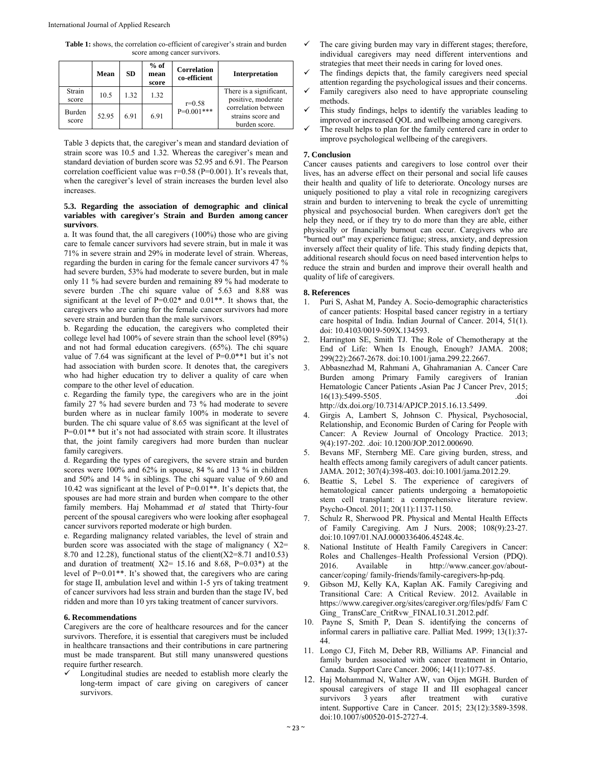**Table 1:** shows, the correlation co-efficient of caregiver's strain and burden score among cancer survivors.

| | Mean | SD | % of mean score | Correlation co-efficient | Interpretation |
|---|---|---|---|---|---|
| Strain score | 10.5 | 1.32 | 1.32 | r=0.58 P=0.001*** | There is a significant, positive, moderate correlation between strains score and burden score. |
| Burden score | 52.95 | 6.91 | 6.91 | | |

Table 3 depicts that, the caregiver's mean and standard deviation of strain score was 10.5 and 1.32. Whereas the caregiver's mean and standard deviation of burden score was 52.95 and 6.91. The Pearson correlation coefficient value was r=0.58 (P=0.001). It's reveals that, when the caregiver's level of strain increases the burden level also increases.

### 5.3. Regarding the association of demographic and clinical variables with caregiver's Strain and Burden among cancer survivors.

a. It was found that, the all caregivers (100%) those who are giving care to female cancer survivors had severe strain, but in male it was 71% in severe strain and 29% in moderate level of strain. Whereas, regarding the burden in caring for the female cancer survivors 47 % had severe burden, 53% had moderate to severe burden, but in male only 11 % had severe burden and remaining 89 % had moderate to severe burden .The chi square value of 5.63 and 8.88 was significant at the level of P=0.02* and 0.01**. It shows that, the caregivers who are caring for the female cancer survivors had more severe strain and burden than the male survivors.

b. Regarding the education, the caregivers who completed their college level had 100% of severe strain than the school level (89%) and not had formal education caregivers. (65%). The chi square value of 7.64 was significant at the level of P=0.0**1 but it's not had association with burden score. It denotes that, the caregivers who had higher education try to deliver a quality of care when compare to the other level of education.

c. Regarding the family type, the caregivers who are in the joint family 27 % had severe burden and 73 % had moderate to severe burden where as in nuclear family 100% in moderate to severe burden. The chi square value of 8.65 was significant at the level of P=0.01** but it's not had associated with strain score. It illustrates that, the joint family caregivers had more burden than nuclear family caregivers.

d. Regarding the types of caregivers, the severe strain and burden scores were 100% and 62% in spouse, 84 % and 13 % in children and 50% and 14 % in siblings. The chi square value of 9.60 and 10.42 was significant at the level of P=0.01**. It's depicts that, the spouses are had more strain and burden when compare to the other family members. Haj Mohammad *et al* stated that Thirty-four percent of the spousal caregivers who were looking after esophageal cancer survivors reported moderate or high burden.

e. Regarding malignancy related variables, the level of strain and burden score was associated with the stage of malignancy ( X2= 8.70 and 12.28), functional status of the client(X2=8.71 and10.53) and duration of treatment( X2= 15.16 and 8.68, P=0.03*) at the level of P=0.01**. It's showed that, the caregivers who are caring for stage II, ambulation level and within 1-5 yrs of taking treatment of cancer survivors had less strain and burden than the stage IV, bed ridden and more than 10 yrs taking treatment of cancer survivors.

## 6. Recommendations

Caregivers are the core of healthcare resources and for the cancer survivors. Therefore, it is essential that caregivers must be included in healthcare transactions and their contributions in care partnering must be made transparent. But still many unanswered questions require further research.

- ✓ Longitudinal studies are needed to establish more clearly the long-term impact of care giving on caregivers of cancer survivors.
- ✓ The care giving burden may vary in different stages; therefore, individual caregivers may need different interventions and strategies that meet their needs in caring for loved ones.
- ✓ The findings depicts that, the family caregivers need special attention regarding the psychological issues and their concerns.
- ✓ Family caregivers also need to have appropriate counseling methods.
- ✓ This study findings, helps to identify the variables leading to improved or increased QOL and wellbeing among caregivers.
- ✓ The result helps to plan for the family centered care in order to improve psychological wellbeing of the caregivers.

## 7. Conclusion

Cancer causes patients and caregivers to lose control over their lives, has an adverse effect on their personal and social life causes their health and quality of life to deteriorate. Oncology nurses are uniquely positioned to play a vital role in recognizing caregivers strain and burden to intervening to break the cycle of unremitting physical and psychosocial burden. When caregivers don't get the help they need, or if they try to do more than they are able, either physically or financially burnout can occur. Caregivers who are "burned out" may experience fatigue; stress, anxiety, and depression inversely affect their quality of life. This study finding depicts that, additional research should focus on need based intervention helps to reduce the strain and burden and improve their overall health and quality of life of caregivers.

## 8. References

1. Puri S, Ashat M, Pandey A. Socio-demographic characteristics of cancer patients: Hospital based cancer registry in a tertiary care hospital of India. Indian Journal of Cancer. 2014, 51(1). doi: 10.4103/0019-509X.134593.
2. Harrington SE, Smith TJ. The Role of Chemotherapy at the End of Life: When Is Enough, Enough? JAMA. 2008; 299(22):2667-2678. doi:10.1001/jama.299.22.2667.
3. Abbasnezhad M, Rahmani A, Ghahramanian A. Cancer Care Burden among Primary Family caregivers of Iranian Hematologic Cancer Patients **.**Asian Pac J Cancer Prev, 2015; 16(13):5499-5505. .doi http://dx.doi.org/10.7314/APJCP.2015.16.13.5499.
4. Girgis A, Lambert S, Johnson C. Physical, Psychosocial, Relationship, and Economic Burden of Caring for People with Cancer: A Review Journal of Oncology Practice. 2013; 9(4):197-202. .doi: 10.1200/JOP.2012.000690.
5. Bevans MF, Sternberg ME. Care giving burden, stress, and health effects among family caregivers of adult cancer patients. JAMA. 2012; 307(4):398-403. doi:10.1001/jama.2012.29.
6. Beattie S, Lebel S. The experience of caregivers of hematological cancer patients undergoing a hematopoietic stem cell transplant: a comprehensive literature review. Psycho-Oncol. 2011; 20(11):1137-1150.
7. Schulz R, Sherwood PR. Physical and Mental Health Effects of Family Caregiving. Am J Nurs. 2008; 108(9):23-27. doi:10.1097/01.NAJ.0000336406.45248.4c.
8. National Institute of Health Family Caregivers in Cancer: Roles and Challenges–Health Professional Version (PDQ). 2016. Available in http://www.cancer.gov/about-cancer/coping/ family-friends/family-caregivers-hp-pdq.
9. Gibson MJ, Kelly KA, Kaplan AK. Family Caregiving and Transitional Care: A Critical Review. 2012. Available in https://www.caregiver.org/sites/caregiver.org/files/pdfs/ Fam C Ging_ TransCare_CritRvw_FINAL10.31.2012.pdf.
10. Payne S, Smith P, Dean S. identifying the concerns of informal carers in palliative care. Palliat Med. 1999; 13(1):37-44.
11. Longo CJ, Fitch M, Deber RB, Williams AP. Financial and family burden associated with cancer treatment in Ontario, Canada. Support Care Cancer. 2006; 14(11):1077-85.
12. Haj Mohammad N, Walter AW, van Oijen MGH. Burden of spousal caregivers of stage II and III esophageal cancer survivors 3 years after treatment with curative intent. Supportive Care in Cancer. 2015; 23(12):3589-3598. doi:10.1007/s00520-015-2727-4.